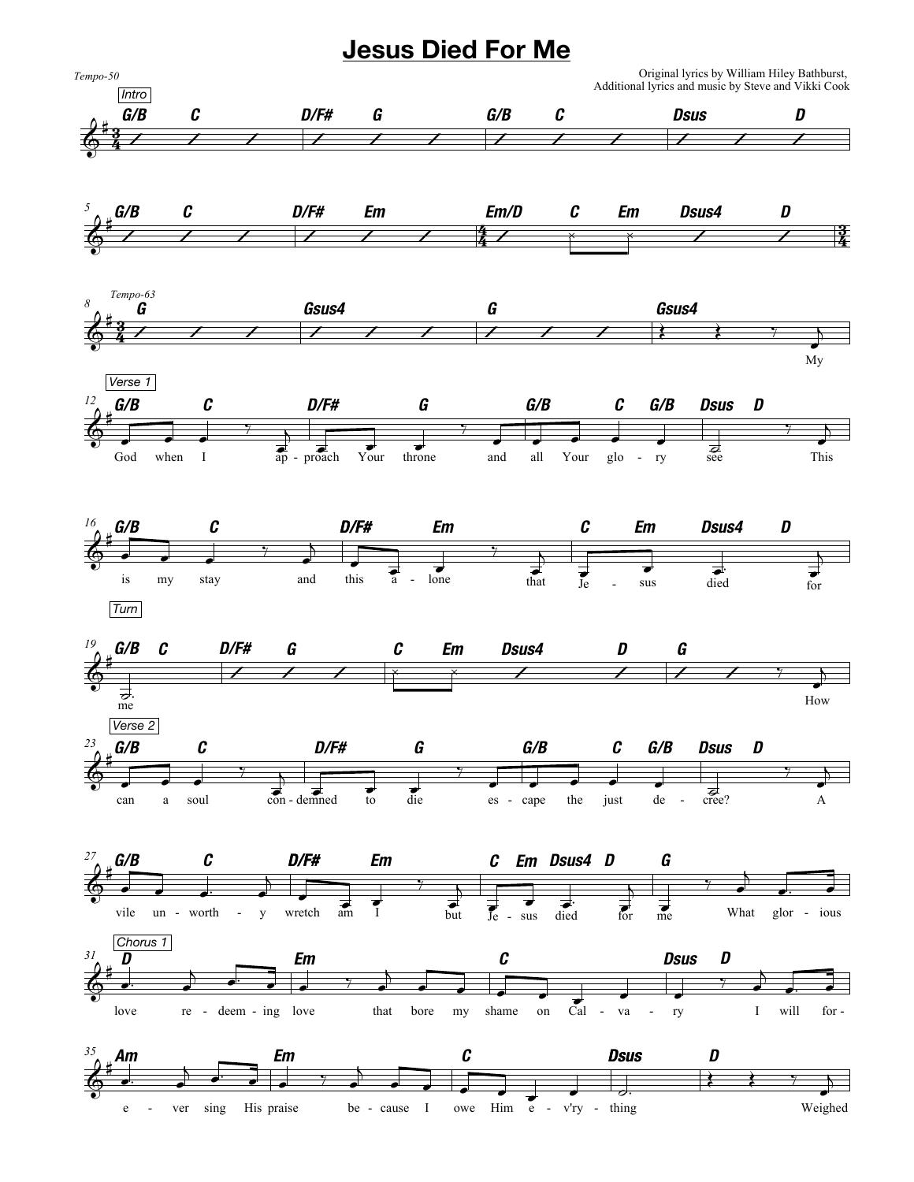# Jesus Died For Me

Original lyrics by William Hiley Bathburst,
Additional lyrics and music by Steve and Vikki Cook

Tempo-50

**Intro**

G/B C D/F# G G/B C Dsus D

G/B C D/F# Em Em/D C Em Dsus4 D

Tempo-63

G Gsus4 G Gsus4

My

**Verse 1**

G/B C D/F# G G/B C G/B Dsus D
God when I ap - proach Your throne and all Your glo - ry see This

G/B C D/F# Em C Em Dsus4 D
is my stay and this a - lone that Je - sus died for

**Turn**

G/B C D/F# G C Em Dsus4 D G
me How

**Verse 2**

G/B C D/F# G G/B C G/B Dsus D
can a soul con - demned to die es - cape the just de - cree? A

G/B C D/F# Em C Em Dsus4 D G
vile un - worth - y wretch am I but Je - sus died for me What glor - ious

**Chorus 1**

D Em C Dsus D
love re - deem - ing love that bore my shame on Cal - va - ry I will for -

Am Em C Dsus D
e - ver sing His praise be - cause I owe Him e - v'ry - thing Weighed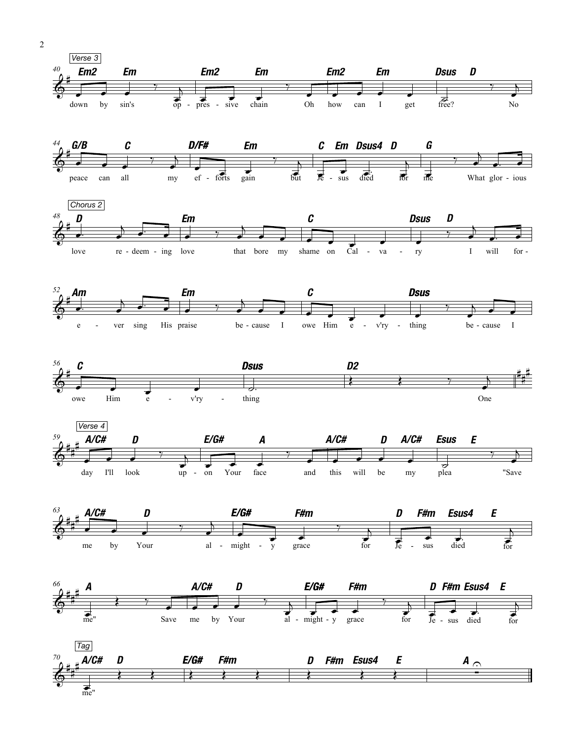Verse 3

down by sin's oppressive chain
Oh how can I get free?
No peace can all my efforts gain
but Jesus died for me

Chorus 2

What glorious love redeeming love
that bore my shame on Calvary
I will forever sing His praise
because I owe Him ev'rything
because I owe Him ev'rything

Verse 4

One day I'll look upon Your face
and this will be my plea
"Save me by Your almighty grace
for Jesus died for me"
Save me by Your almighty grace
for Jesus died for

Tag

me"